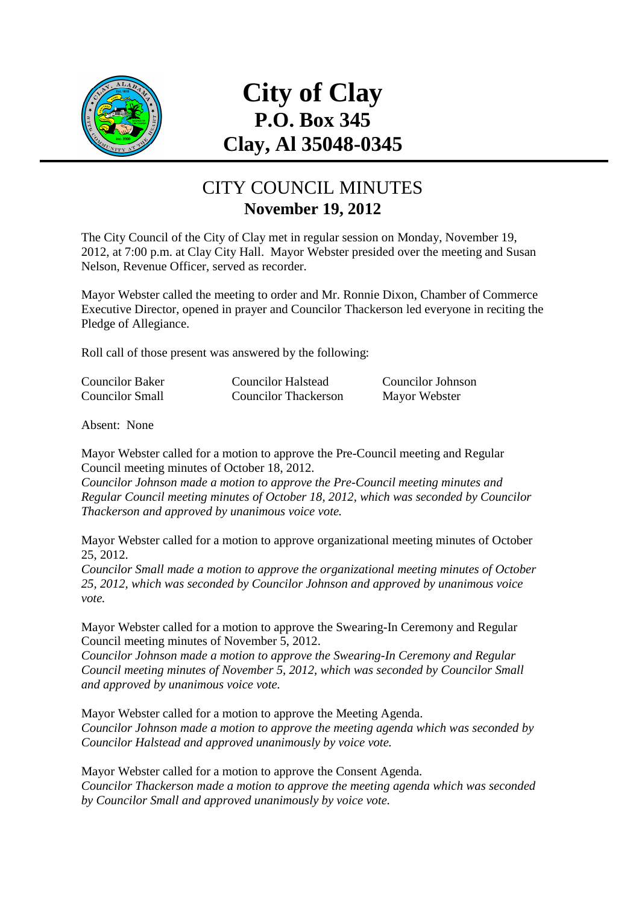# City of Clay
## P.O. Box 345
## Clay, Al 35048-0345

## CITY COUNCIL MINUTES
### November 19, 2012

The City Council of the City of Clay met in regular session on Monday, November 19, 2012, at 7:00 p.m. at Clay City Hall. Mayor Webster presided over the meeting and Susan Nelson, Revenue Officer, served as recorder.

Mayor Webster called the meeting to order and Mr. Ronnie Dixon, Chamber of Commerce Executive Director, opened in prayer and Councilor Thackerson led everyone in reciting the Pledge of Allegiance.

Roll call of those present was answered by the following:

| | | |
|---|---|---|
| Councilor Baker | Councilor Halstead | Councilor Johnson |
| Councilor Small | Councilor Thackerson | Mayor Webster |

Absent: None

Mayor Webster called for a motion to approve the Pre-Council meeting and Regular Council meeting minutes of October 18, 2012.
*Councilor Johnson made a motion to approve the Pre-Council meeting minutes and Regular Council meeting minutes of October 18, 2012, which was seconded by Councilor Thackerson and approved by unanimous voice vote.*

Mayor Webster called for a motion to approve organizational meeting minutes of October 25, 2012.
*Councilor Small made a motion to approve the organizational meeting minutes of October 25, 2012, which was seconded by Councilor Johnson and approved by unanimous voice vote.*

Mayor Webster called for a motion to approve the Swearing-In Ceremony and Regular Council meeting minutes of November 5, 2012.
*Councilor Johnson made a motion to approve the Swearing-In Ceremony and Regular Council meeting minutes of November 5, 2012, which was seconded by Councilor Small and approved by unanimous voice vote.*

Mayor Webster called for a motion to approve the Meeting Agenda.
*Councilor Johnson made a motion to approve the meeting agenda which was seconded by Councilor Halstead and approved unanimously by voice vote.*

Mayor Webster called for a motion to approve the Consent Agenda.
*Councilor Thackerson made a motion to approve the meeting agenda which was seconded by Councilor Small and approved unanimously by voice vote.*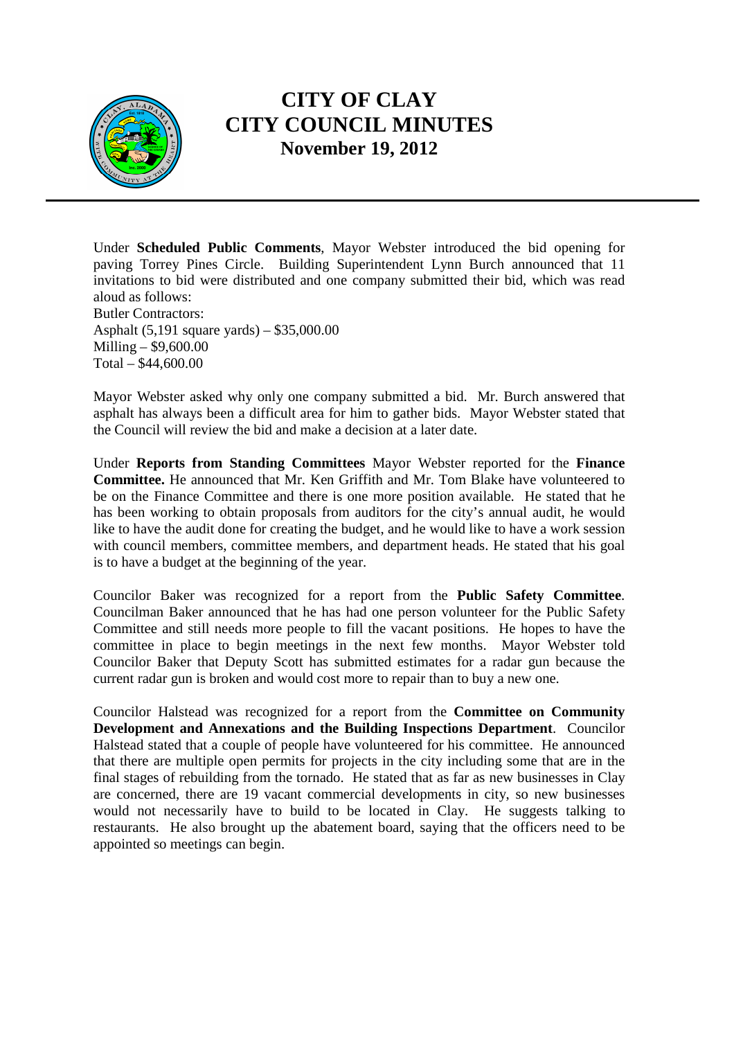# CITY OF CLAY
# CITY COUNCIL MINUTES
## November 19, 2012

Under **Scheduled Public Comments**, Mayor Webster introduced the bid opening for paving Torrey Pines Circle. Building Superintendent Lynn Burch announced that 11 invitations to bid were distributed and one company submitted their bid, which was read aloud as follows:
Butler Contractors:
Asphalt (5,191 square yards) – $35,000.00
Milling – $9,600.00
Total – $44,600.00

Mayor Webster asked why only one company submitted a bid. Mr. Burch answered that asphalt has always been a difficult area for him to gather bids. Mayor Webster stated that the Council will review the bid and make a decision at a later date.

Under **Reports from Standing Committees** Mayor Webster reported for the **Finance Committee.** He announced that Mr. Ken Griffith and Mr. Tom Blake have volunteered to be on the Finance Committee and there is one more position available. He stated that he has been working to obtain proposals from auditors for the city's annual audit, he would like to have the audit done for creating the budget, and he would like to have a work session with council members, committee members, and department heads. He stated that his goal is to have a budget at the beginning of the year.

Councilor Baker was recognized for a report from the **Public Safety Committee**. Councilman Baker announced that he has had one person volunteer for the Public Safety Committee and still needs more people to fill the vacant positions. He hopes to have the committee in place to begin meetings in the next few months. Mayor Webster told Councilor Baker that Deputy Scott has submitted estimates for a radar gun because the current radar gun is broken and would cost more to repair than to buy a new one.

Councilor Halstead was recognized for a report from the **Committee on Community Development and Annexations and the Building Inspections Department**. Councilor Halstead stated that a couple of people have volunteered for his committee. He announced that there are multiple open permits for projects in the city including some that are in the final stages of rebuilding from the tornado. He stated that as far as new businesses in Clay are concerned, there are 19 vacant commercial developments in city, so new businesses would not necessarily have to build to be located in Clay. He suggests talking to restaurants. He also brought up the abatement board, saying that the officers need to be appointed so meetings can begin.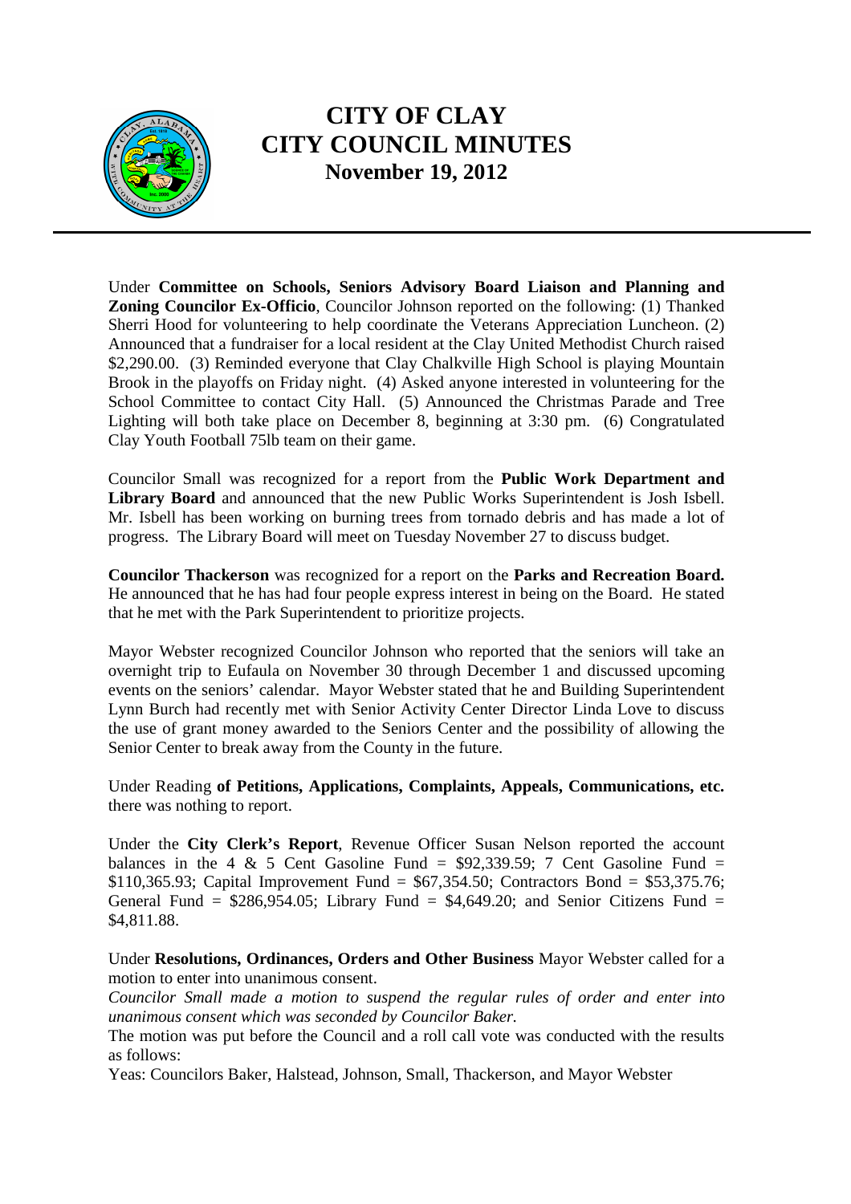Under **Committee on Schools, Seniors Advisory Board Liaison and Planning and Zoning Councilor Ex-Officio**, Councilor Johnson reported on the following: (1) Thanked Sherri Hood for volunteering to help coordinate the Veterans Appreciation Luncheon. (2) Announced that a fundraiser for a local resident at the Clay United Methodist Church raised \$2,290.00. (3) Reminded everyone that Clay Chalkville High School is playing Mountain Brook in the playoffs on Friday night. (4) Asked anyone interested in volunteering for the School Committee to contact City Hall. (5) Announced the Christmas Parade and Tree Lighting will both take place on December 8, beginning at 3:30 pm. (6) Congratulated Clay Youth Football 75lb team on their game.

Councilor Small was recognized for a report from the **Public Work Department and Library Board** and announced that the new Public Works Superintendent is Josh Isbell. Mr. Isbell has been working on burning trees from tornado debris and has made a lot of progress. The Library Board will meet on Tuesday November 27 to discuss budget.

**Councilor Thackerson** was recognized for a report on the **Parks and Recreation Board.** He announced that he has had four people express interest in being on the Board. He stated that he met with the Park Superintendent to prioritize projects.

Mayor Webster recognized Councilor Johnson who reported that the seniors will take an overnight trip to Eufaula on November 30 through December 1 and discussed upcoming events on the seniors' calendar. Mayor Webster stated that he and Building Superintendent Lynn Burch had recently met with Senior Activity Center Director Linda Love to discuss the use of grant money awarded to the Seniors Center and the possibility of allowing the Senior Center to break away from the County in the future.

Under Reading **of Petitions, Applications, Complaints, Appeals, Communications, etc.** there was nothing to report.

Under the **City Clerk's Report**, Revenue Officer Susan Nelson reported the account balances in the 4 & 5 Cent Gasoline Fund = \$92,339.59; 7 Cent Gasoline Fund = \$110,365.93; Capital Improvement Fund = \$67,354.50; Contractors Bond = \$53,375.76; General Fund = \$286,954.05; Library Fund = \$4,649.20; and Senior Citizens Fund = \$4,811.88.

Under **Resolutions, Ordinances, Orders and Other Business** Mayor Webster called for a motion to enter into unanimous consent.

*Councilor Small made a motion to suspend the regular rules of order and enter into unanimous consent which was seconded by Councilor Baker.*

The motion was put before the Council and a roll call vote was conducted with the results as follows:

Yeas: Councilors Baker, Halstead, Johnson, Small, Thackerson, and Mayor Webster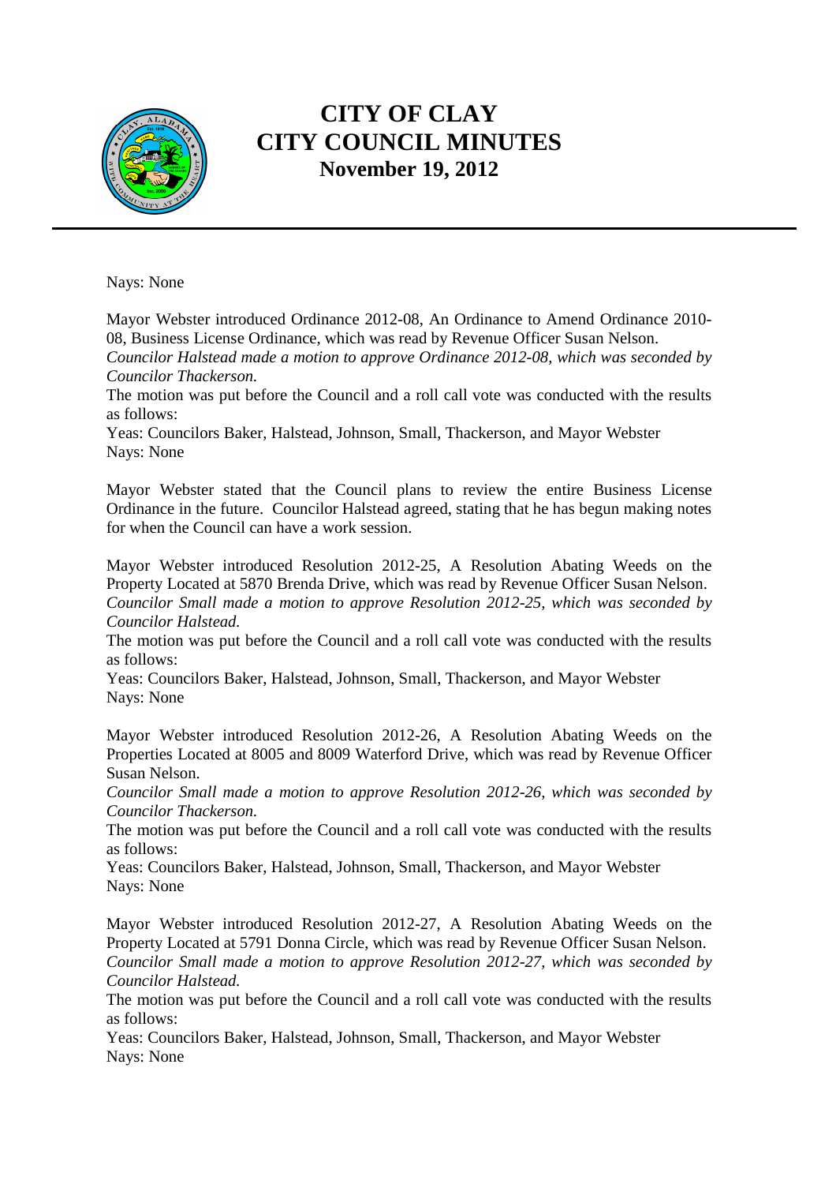Nays: None

Mayor Webster introduced Ordinance 2012-08, An Ordinance to Amend Ordinance 2010-08, Business License Ordinance, which was read by Revenue Officer Susan Nelson.
*Councilor Halstead made a motion to approve Ordinance 2012-08, which was seconded by Councilor Thackerson.*
The motion was put before the Council and a roll call vote was conducted with the results as follows:
Yeas: Councilors Baker, Halstead, Johnson, Small, Thackerson, and Mayor Webster
Nays: None

Mayor Webster stated that the Council plans to review the entire Business License Ordinance in the future. Councilor Halstead agreed, stating that he has begun making notes for when the Council can have a work session.

Mayor Webster introduced Resolution 2012-25, A Resolution Abating Weeds on the Property Located at 5870 Brenda Drive, which was read by Revenue Officer Susan Nelson.
*Councilor Small made a motion to approve Resolution 2012-25, which was seconded by Councilor Halstead.*
The motion was put before the Council and a roll call vote was conducted with the results as follows:
Yeas: Councilors Baker, Halstead, Johnson, Small, Thackerson, and Mayor Webster
Nays: None

Mayor Webster introduced Resolution 2012-26, A Resolution Abating Weeds on the Properties Located at 8005 and 8009 Waterford Drive, which was read by Revenue Officer Susan Nelson.
*Councilor Small made a motion to approve Resolution 2012-26, which was seconded by Councilor Thackerson.*
The motion was put before the Council and a roll call vote was conducted with the results as follows:
Yeas: Councilors Baker, Halstead, Johnson, Small, Thackerson, and Mayor Webster
Nays: None

Mayor Webster introduced Resolution 2012-27, A Resolution Abating Weeds on the Property Located at 5791 Donna Circle, which was read by Revenue Officer Susan Nelson.
*Councilor Small made a motion to approve Resolution 2012-27, which was seconded by Councilor Halstead.*
The motion was put before the Council and a roll call vote was conducted with the results as follows:
Yeas: Councilors Baker, Halstead, Johnson, Small, Thackerson, and Mayor Webster
Nays: None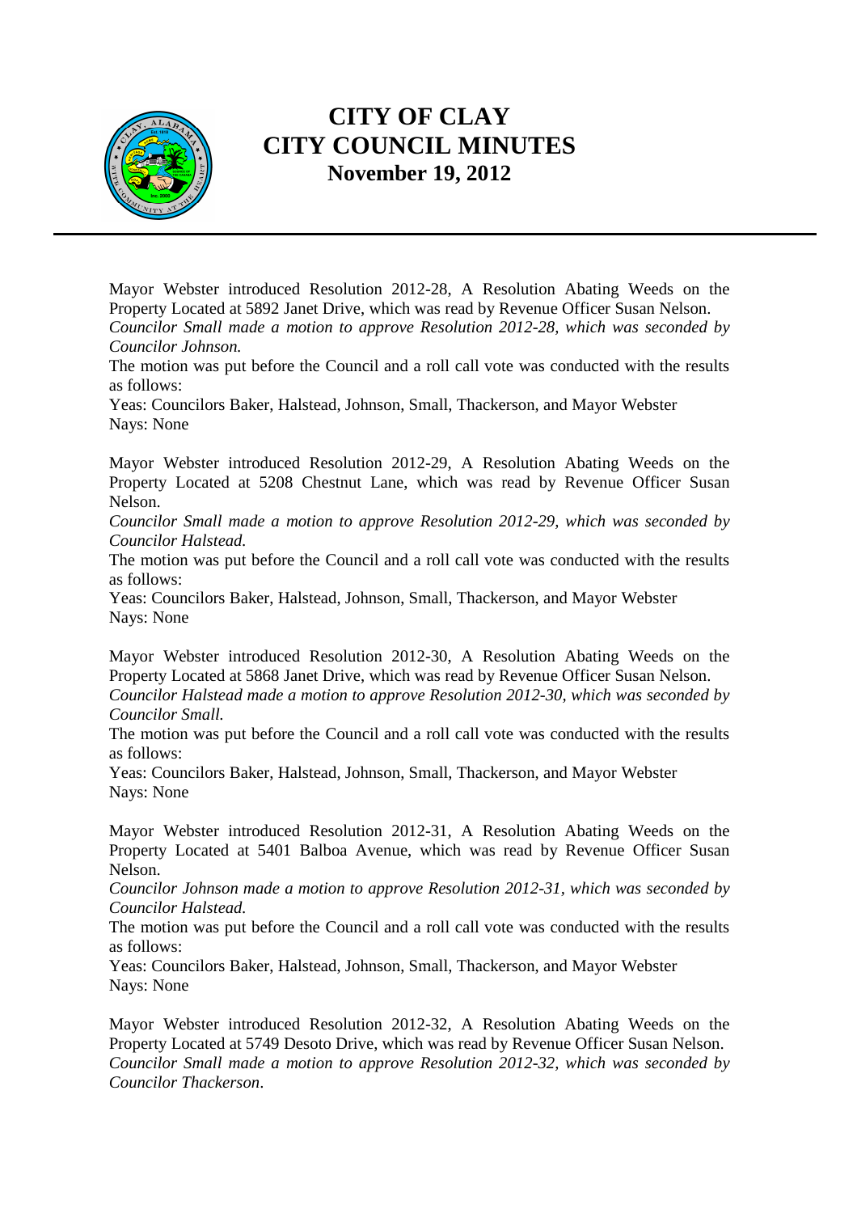# CITY OF CLAY
# CITY COUNCIL MINUTES
## November 19, 2012

Mayor Webster introduced Resolution 2012-28, A Resolution Abating Weeds on the Property Located at 5892 Janet Drive, which was read by Revenue Officer Susan Nelson.

*Councilor Small made a motion to approve Resolution 2012-28, which was seconded by Councilor Johnson.*

The motion was put before the Council and a roll call vote was conducted with the results as follows:

Yeas: Councilors Baker, Halstead, Johnson, Small, Thackerson, and Mayor Webster
Nays: None

Mayor Webster introduced Resolution 2012-29, A Resolution Abating Weeds on the Property Located at 5208 Chestnut Lane, which was read by Revenue Officer Susan Nelson.

*Councilor Small made a motion to approve Resolution 2012-29, which was seconded by Councilor Halstead.*

The motion was put before the Council and a roll call vote was conducted with the results as follows:

Yeas: Councilors Baker, Halstead, Johnson, Small, Thackerson, and Mayor Webster
Nays: None

Mayor Webster introduced Resolution 2012-30, A Resolution Abating Weeds on the Property Located at 5868 Janet Drive, which was read by Revenue Officer Susan Nelson.

*Councilor Halstead made a motion to approve Resolution 2012-30, which was seconded by Councilor Small.*

The motion was put before the Council and a roll call vote was conducted with the results as follows:

Yeas: Councilors Baker, Halstead, Johnson, Small, Thackerson, and Mayor Webster
Nays: None

Mayor Webster introduced Resolution 2012-31, A Resolution Abating Weeds on the Property Located at 5401 Balboa Avenue, which was read by Revenue Officer Susan Nelson.

*Councilor Johnson made a motion to approve Resolution 2012-31, which was seconded by Councilor Halstead.*

The motion was put before the Council and a roll call vote was conducted with the results as follows:

Yeas: Councilors Baker, Halstead, Johnson, Small, Thackerson, and Mayor Webster
Nays: None

Mayor Webster introduced Resolution 2012-32, A Resolution Abating Weeds on the Property Located at 5749 Desoto Drive, which was read by Revenue Officer Susan Nelson.

*Councilor Small made a motion to approve Resolution 2012-32, which was seconded by Councilor Thackerson.*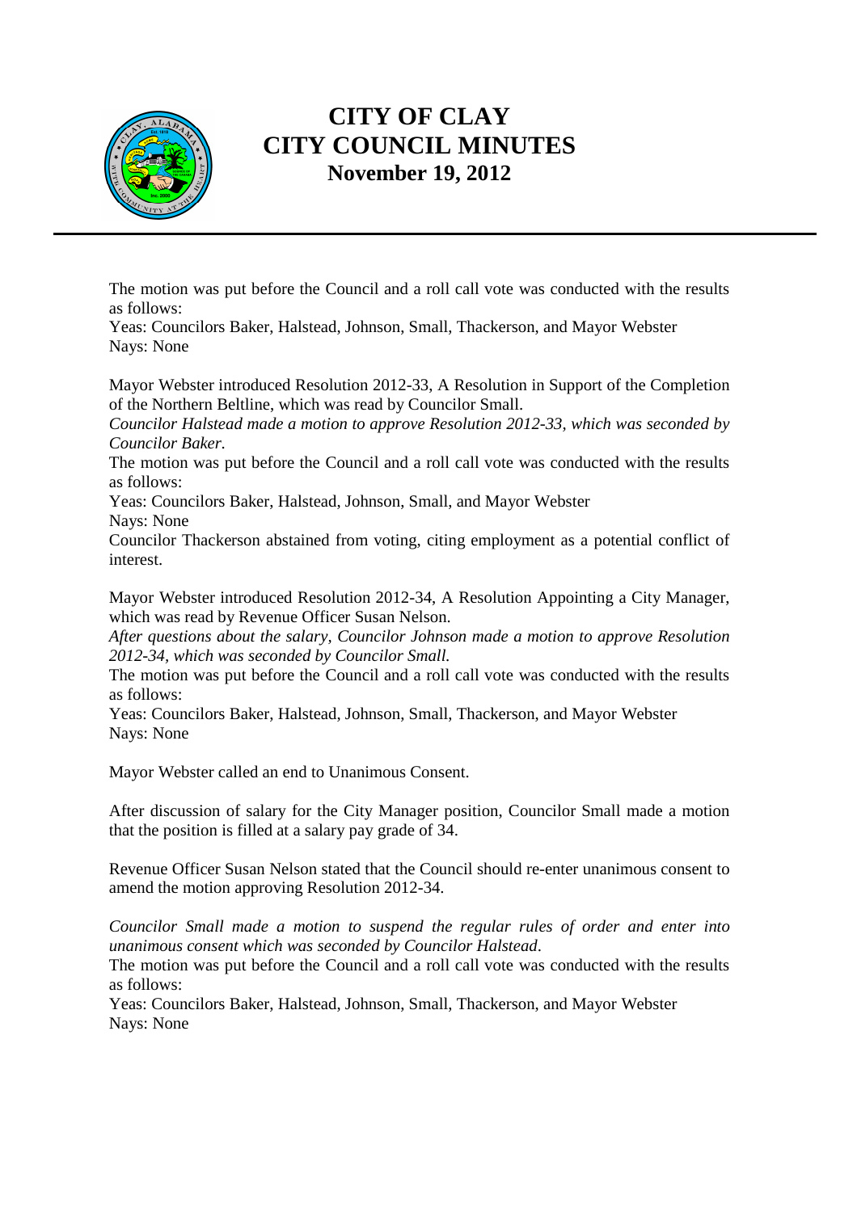The motion was put before the Council and a roll call vote was conducted with the results as follows:
Yeas: Councilors Baker, Halstead, Johnson, Small, Thackerson, and Mayor Webster
Nays: None

Mayor Webster introduced Resolution 2012-33, A Resolution in Support of the Completion of the Northern Beltline, which was read by Councilor Small.
*Councilor Halstead made a motion to approve Resolution 2012-33, which was seconded by Councilor Baker.*
The motion was put before the Council and a roll call vote was conducted with the results as follows:
Yeas: Councilors Baker, Halstead, Johnson, Small, and Mayor Webster
Nays: None
Councilor Thackerson abstained from voting, citing employment as a potential conflict of interest.

Mayor Webster introduced Resolution 2012-34, A Resolution Appointing a City Manager, which was read by Revenue Officer Susan Nelson.
*After questions about the salary, Councilor Johnson made a motion to approve Resolution 2012-34, which was seconded by Councilor Small.*
The motion was put before the Council and a roll call vote was conducted with the results as follows:
Yeas: Councilors Baker, Halstead, Johnson, Small, Thackerson, and Mayor Webster
Nays: None

Mayor Webster called an end to Unanimous Consent.

After discussion of salary for the City Manager position, Councilor Small made a motion that the position is filled at a salary pay grade of 34.

Revenue Officer Susan Nelson stated that the Council should re-enter unanimous consent to amend the motion approving Resolution 2012-34.

*Councilor Small made a motion to suspend the regular rules of order and enter into unanimous consent which was seconded by Councilor Halstead.*
The motion was put before the Council and a roll call vote was conducted with the results as follows:
Yeas: Councilors Baker, Halstead, Johnson, Small, Thackerson, and Mayor Webster
Nays: None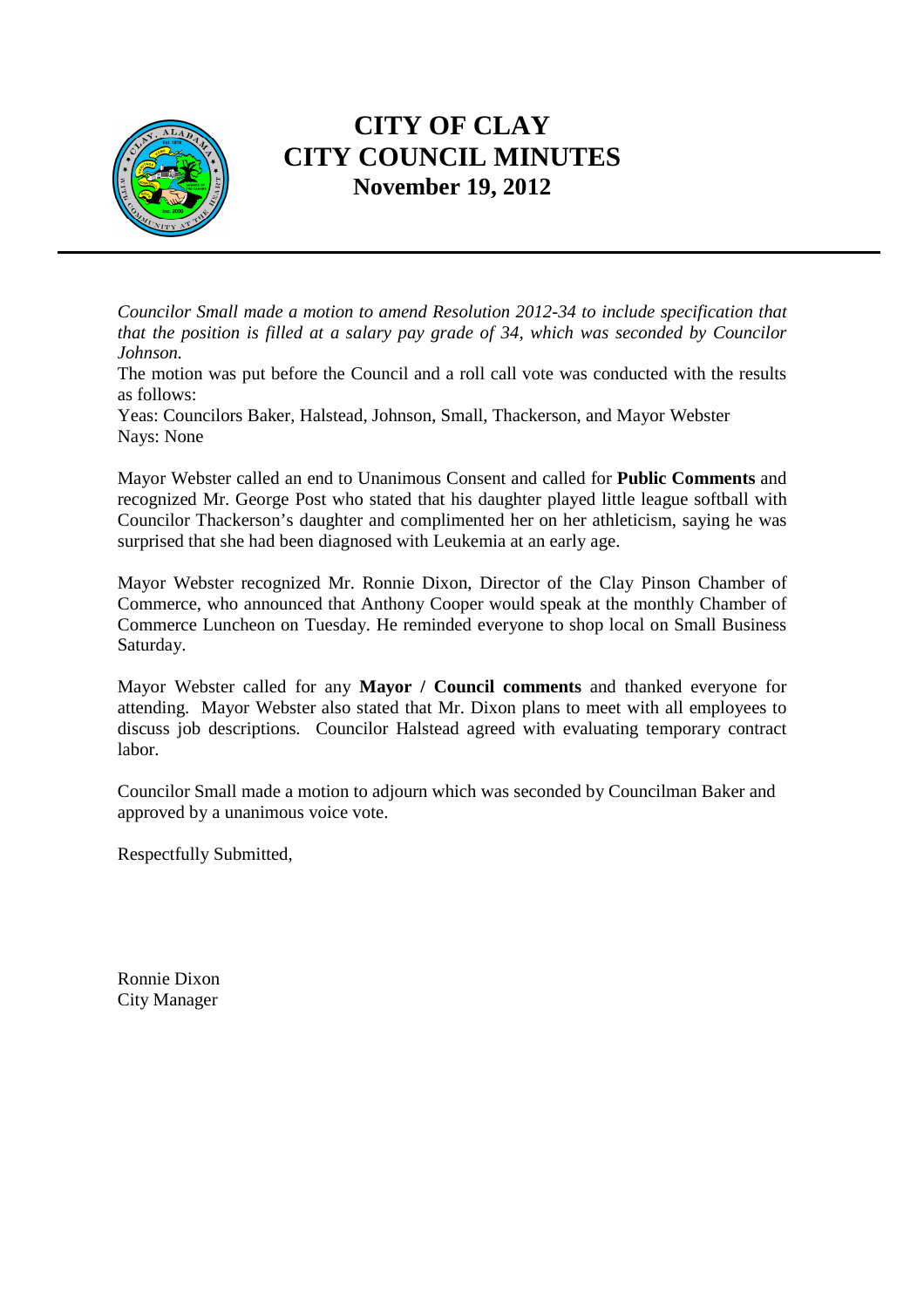# CITY OF CLAY
# CITY COUNCIL MINUTES
## November 19, 2012

*Councilor Small made a motion to amend Resolution 2012-34 to include specification that that the position is filled at a salary pay grade of 34, which was seconded by Councilor Johnson.*

The motion was put before the Council and a roll call vote was conducted with the results as follows:

Yeas: Councilors Baker, Halstead, Johnson, Small, Thackerson, and Mayor Webster
Nays: None

Mayor Webster called an end to Unanimous Consent and called for **Public Comments** and recognized Mr. George Post who stated that his daughter played little league softball with Councilor Thackerson's daughter and complimented her on her athleticism, saying he was surprised that she had been diagnosed with Leukemia at an early age.

Mayor Webster recognized Mr. Ronnie Dixon, Director of the Clay Pinson Chamber of Commerce, who announced that Anthony Cooper would speak at the monthly Chamber of Commerce Luncheon on Tuesday. He reminded everyone to shop local on Small Business Saturday.

Mayor Webster called for any **Mayor / Council comments** and thanked everyone for attending. Mayor Webster also stated that Mr. Dixon plans to meet with all employees to discuss job descriptions. Councilor Halstead agreed with evaluating temporary contract labor.

Councilor Small made a motion to adjourn which was seconded by Councilman Baker and approved by a unanimous voice vote.

Respectfully Submitted,

Ronnie Dixon
City Manager